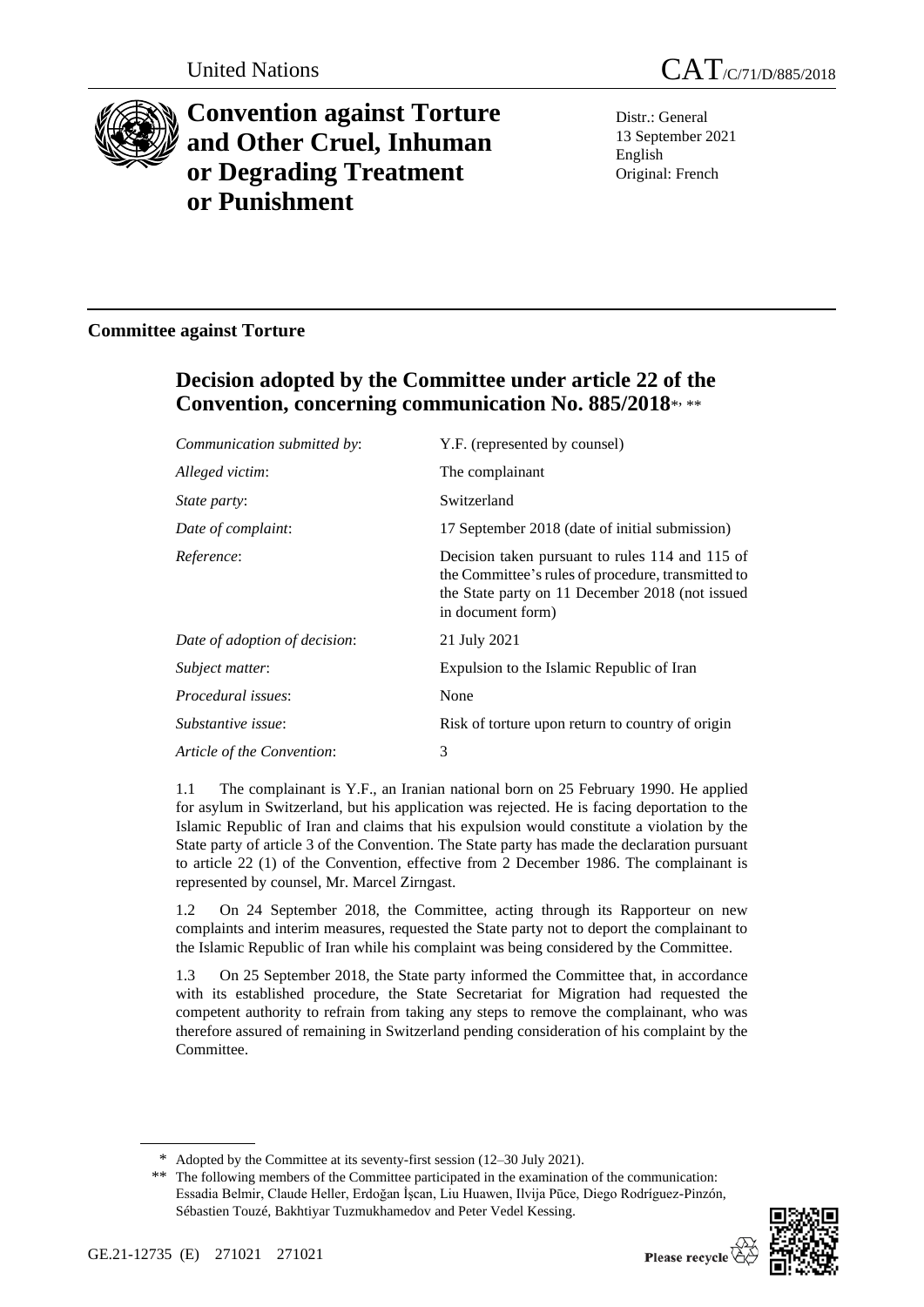United Nations

CAT/C/71/D/885/2018

# Convention against Torture and Other Cruel, Inhuman or Degrading Treatment or Punishment

Distr.: General
13 September 2021
English
Original: French

## Committee against Torture

## Decision adopted by the Committee under article 22 of the Convention, concerning communication No. 885/2018*, **

| | |
|---|---|
| *Communication submitted by*: | Y.F. (represented by counsel) |
| *Alleged victim*: | The complainant |
| *State party*: | Switzerland |
| *Date of complaint*: | 17 September 2018 (date of initial submission) |
| *Reference*: | Decision taken pursuant to rules 114 and 115 of the Committee's rules of procedure, transmitted to the State party on 11 December 2018 (not issued in document form) |
| *Date of adoption of decision*: | 21 July 2021 |
| *Subject matter*: | Expulsion to the Islamic Republic of Iran |
| *Procedural issues*: | None |
| *Substantive issue*: | Risk of torture upon return to country of origin |
| *Article of the Convention*: | 3 |

1.1 The complainant is Y.F., an Iranian national born on 25 February 1990. He applied for asylum in Switzerland, but his application was rejected. He is facing deportation to the Islamic Republic of Iran and claims that his expulsion would constitute a violation by the State party of article 3 of the Convention. The State party has made the declaration pursuant to article 22 (1) of the Convention, effective from 2 December 1986. The complainant is represented by counsel, Mr. Marcel Zirngast.

1.2 On 24 September 2018, the Committee, acting through its Rapporteur on new complaints and interim measures, requested the State party not to deport the complainant to the Islamic Republic of Iran while his complaint was being considered by the Committee.

1.3 On 25 September 2018, the State party informed the Committee that, in accordance with its established procedure, the State Secretariat for Migration had requested the competent authority to refrain from taking any steps to remove the complainant, who was therefore assured of remaining in Switzerland pending consideration of his complaint by the Committee.

\* Adopted by the Committee at its seventy-first session (12–30 July 2021).

\*\* The following members of the Committee participated in the examination of the communication: Essadia Belmir, Claude Heller, Erdoğan İşcan, Liu Huawen, Ilvija Pūce, Diego Rodríguez-Pinzón, Sébastien Touzé, Bakhtiyar Tuzmukhamedov and Peter Vedel Kessing.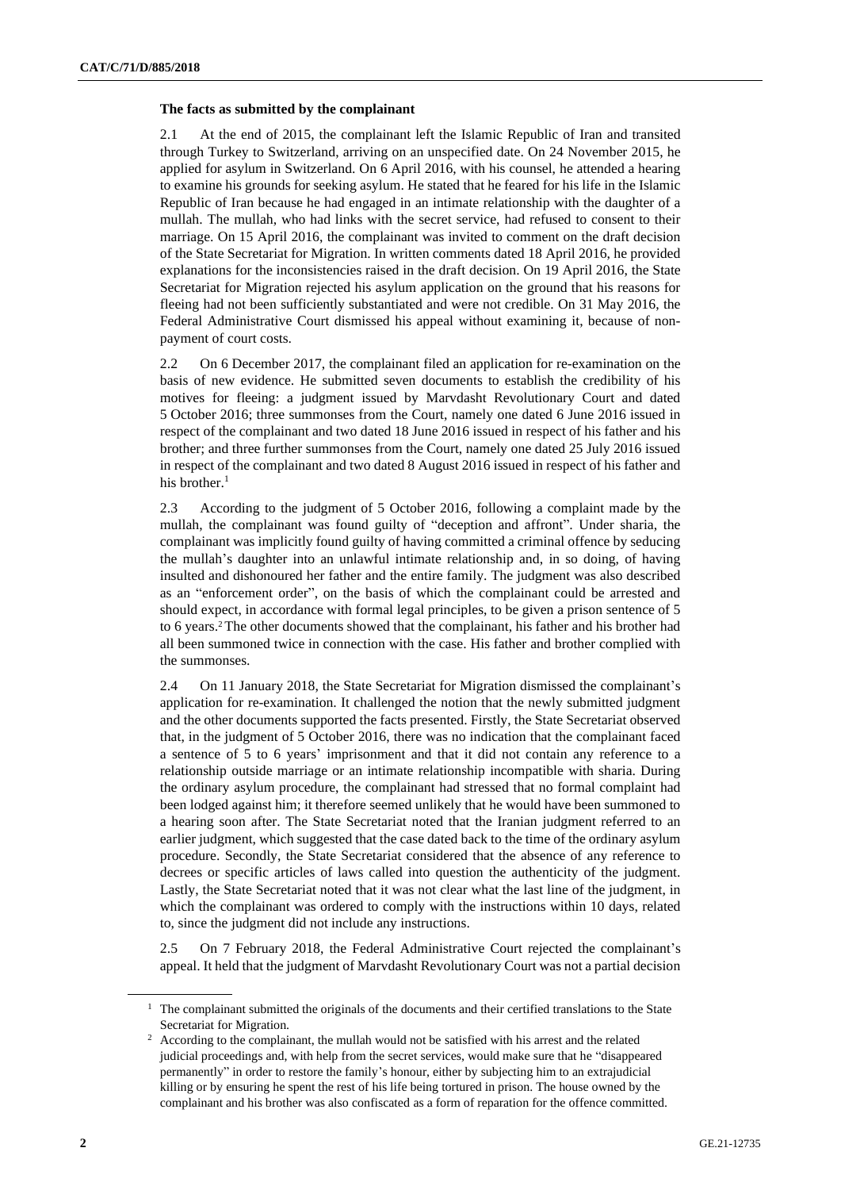### The facts as submitted by the complainant

2.1 At the end of 2015, the complainant left the Islamic Republic of Iran and transited through Turkey to Switzerland, arriving on an unspecified date. On 24 November 2015, he applied for asylum in Switzerland. On 6 April 2016, with his counsel, he attended a hearing to examine his grounds for seeking asylum. He stated that he feared for his life in the Islamic Republic of Iran because he had engaged in an intimate relationship with the daughter of a mullah. The mullah, who had links with the secret service, had refused to consent to their marriage. On 15 April 2016, the complainant was invited to comment on the draft decision of the State Secretariat for Migration. In written comments dated 18 April 2016, he provided explanations for the inconsistencies raised in the draft decision. On 19 April 2016, the State Secretariat for Migration rejected his asylum application on the ground that his reasons for fleeing had not been sufficiently substantiated and were not credible. On 31 May 2016, the Federal Administrative Court dismissed his appeal without examining it, because of non-payment of court costs.

2.2 On 6 December 2017, the complainant filed an application for re-examination on the basis of new evidence. He submitted seven documents to establish the credibility of his motives for fleeing: a judgment issued by Marvdasht Revolutionary Court and dated 5 October 2016; three summonses from the Court, namely one dated 6 June 2016 issued in respect of the complainant and two dated 18 June 2016 issued in respect of his father and his brother; and three further summonses from the Court, namely one dated 25 July 2016 issued in respect of the complainant and two dated 8 August 2016 issued in respect of his father and his brother.[1]

2.3 According to the judgment of 5 October 2016, following a complaint made by the mullah, the complainant was found guilty of "deception and affront". Under sharia, the complainant was implicitly found guilty of having committed a criminal offence by seducing the mullah's daughter into an unlawful intimate relationship and, in so doing, of having insulted and dishonoured her father and the entire family. The judgment was also described as an "enforcement order", on the basis of which the complainant could be arrested and should expect, in accordance with formal legal principles, to be given a prison sentence of 5 to 6 years.[2] The other documents showed that the complainant, his father and his brother had all been summoned twice in connection with the case. His father and brother complied with the summonses.

2.4 On 11 January 2018, the State Secretariat for Migration dismissed the complainant's application for re-examination. It challenged the notion that the newly submitted judgment and the other documents supported the facts presented. Firstly, the State Secretariat observed that, in the judgment of 5 October 2016, there was no indication that the complainant faced a sentence of 5 to 6 years' imprisonment and that it did not contain any reference to a relationship outside marriage or an intimate relationship incompatible with sharia. During the ordinary asylum procedure, the complainant had stressed that no formal complaint had been lodged against him; it therefore seemed unlikely that he would have been summoned to a hearing soon after. The State Secretariat noted that the Iranian judgment referred to an earlier judgment, which suggested that the case dated back to the time of the ordinary asylum procedure. Secondly, the State Secretariat considered that the absence of any reference to decrees or specific articles of laws called into question the authenticity of the judgment. Lastly, the State Secretariat noted that it was not clear what the last line of the judgment, in which the complainant was ordered to comply with the instructions within 10 days, related to, since the judgment did not include any instructions.

2.5 On 7 February 2018, the Federal Administrative Court rejected the complainant's appeal. It held that the judgment of Marvdasht Revolutionary Court was not a partial decision

[1] The complainant submitted the originals of the documents and their certified translations to the State Secretariat for Migration.

[2] According to the complainant, the mullah would not be satisfied with his arrest and the related judicial proceedings and, with help from the secret services, would make sure that he "disappeared permanently" in order to restore the family's honour, either by subjecting him to an extrajudicial killing or by ensuring he spent the rest of his life being tortured in prison. The house owned by the complainant and his brother was also confiscated as a form of reparation for the offence committed.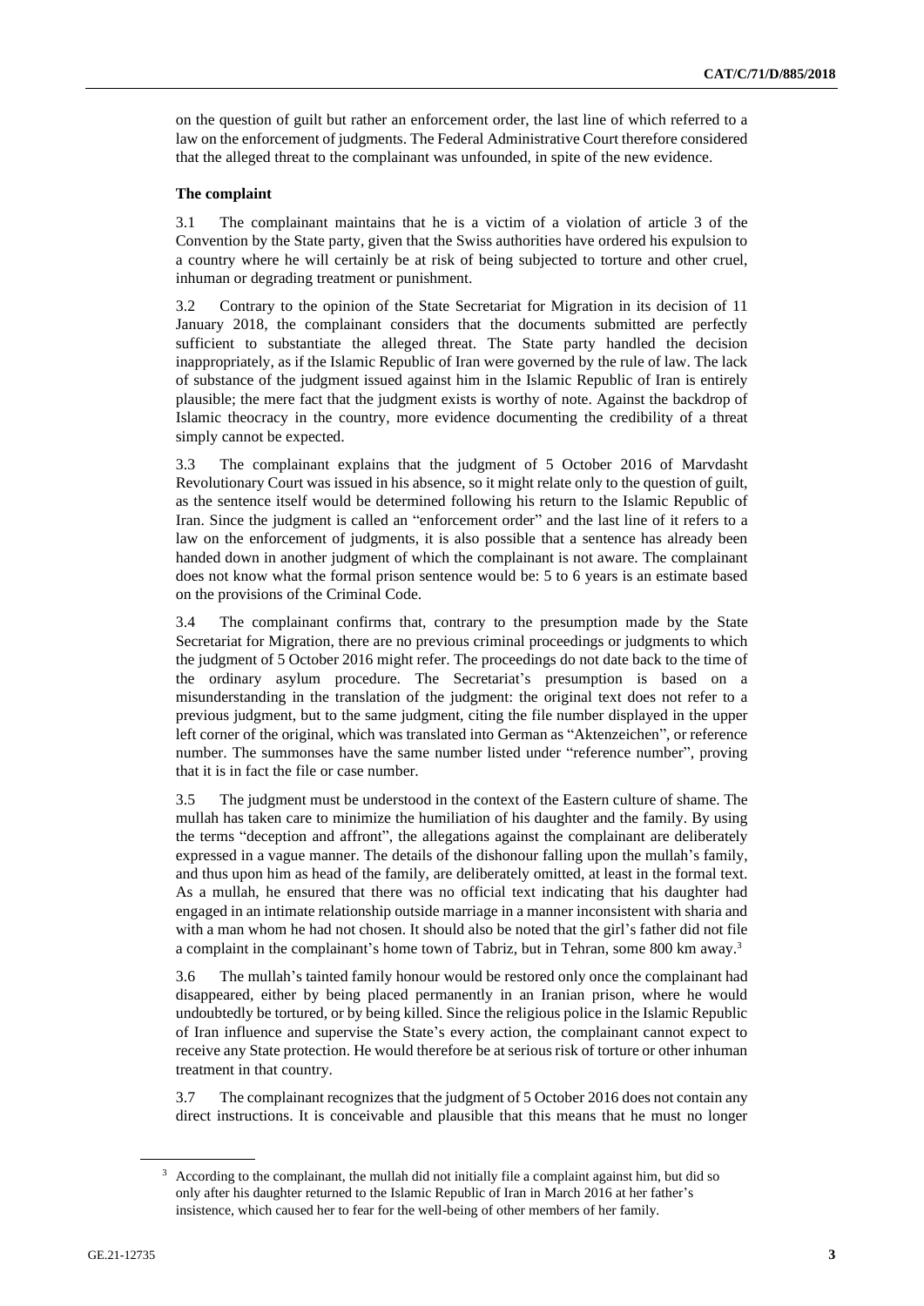on the question of guilt but rather an enforcement order, the last line of which referred to a law on the enforcement of judgments. The Federal Administrative Court therefore considered that the alleged threat to the complainant was unfounded, in spite of the new evidence.

**The complaint**

3.1 The complainant maintains that he is a victim of a violation of article 3 of the Convention by the State party, given that the Swiss authorities have ordered his expulsion to a country where he will certainly be at risk of being subjected to torture and other cruel, inhuman or degrading treatment or punishment.

3.2 Contrary to the opinion of the State Secretariat for Migration in its decision of 11 January 2018, the complainant considers that the documents submitted are perfectly sufficient to substantiate the alleged threat. The State party handled the decision inappropriately, as if the Islamic Republic of Iran were governed by the rule of law. The lack of substance of the judgment issued against him in the Islamic Republic of Iran is entirely plausible; the mere fact that the judgment exists is worthy of note. Against the backdrop of Islamic theocracy in the country, more evidence documenting the credibility of a threat simply cannot be expected.

3.3 The complainant explains that the judgment of 5 October 2016 of Marvdasht Revolutionary Court was issued in his absence, so it might relate only to the question of guilt, as the sentence itself would be determined following his return to the Islamic Republic of Iran. Since the judgment is called an "enforcement order" and the last line of it refers to a law on the enforcement of judgments, it is also possible that a sentence has already been handed down in another judgment of which the complainant is not aware. The complainant does not know what the formal prison sentence would be: 5 to 6 years is an estimate based on the provisions of the Criminal Code.

3.4 The complainant confirms that, contrary to the presumption made by the State Secretariat for Migration, there are no previous criminal proceedings or judgments to which the judgment of 5 October 2016 might refer. The proceedings do not date back to the time of the ordinary asylum procedure. The Secretariat's presumption is based on a misunderstanding in the translation of the judgment: the original text does not refer to a previous judgment, but to the same judgment, citing the file number displayed in the upper left corner of the original, which was translated into German as "Aktenzeichen", or reference number. The summonses have the same number listed under "reference number", proving that it is in fact the file or case number.

3.5 The judgment must be understood in the context of the Eastern culture of shame. The mullah has taken care to minimize the humiliation of his daughter and the family. By using the terms "deception and affront", the allegations against the complainant are deliberately expressed in a vague manner. The details of the dishonour falling upon the mullah's family, and thus upon him as head of the family, are deliberately omitted, at least in the formal text. As a mullah, he ensured that there was no official text indicating that his daughter had engaged in an intimate relationship outside marriage in a manner inconsistent with sharia and with a man whom he had not chosen. It should also be noted that the girl's father did not file a complaint in the complainant's home town of Tabriz, but in Tehran, some 800 km away.[3]

3.6 The mullah's tainted family honour would be restored only once the complainant had disappeared, either by being placed permanently in an Iranian prison, where he would undoubtedly be tortured, or by being killed. Since the religious police in the Islamic Republic of Iran influence and supervise the State's every action, the complainant cannot expect to receive any State protection. He would therefore be at serious risk of torture or other inhuman treatment in that country.

3.7 The complainant recognizes that the judgment of 5 October 2016 does not contain any direct instructions. It is conceivable and plausible that this means that he must no longer

---

[3] According to the complainant, the mullah did not initially file a complaint against him, but did so only after his daughter returned to the Islamic Republic of Iran in March 2016 at her father's insistence, which caused her to fear for the well-being of other members of her family.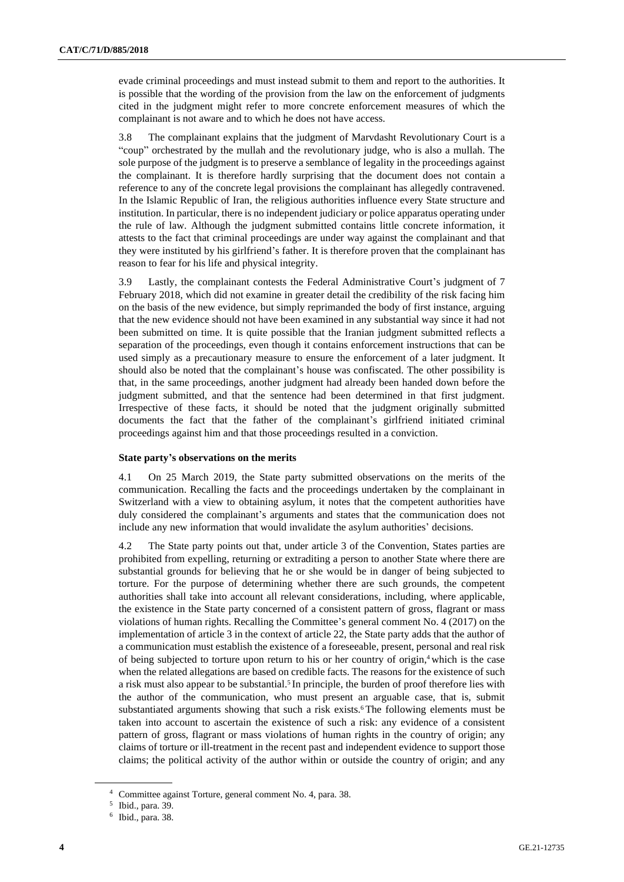evade criminal proceedings and must instead submit to them and report to the authorities. It is possible that the wording of the provision from the law on the enforcement of judgments cited in the judgment might refer to more concrete enforcement measures of which the complainant is not aware and to which he does not have access.

3.8 The complainant explains that the judgment of Marvdasht Revolutionary Court is a "coup" orchestrated by the mullah and the revolutionary judge, who is also a mullah. The sole purpose of the judgment is to preserve a semblance of legality in the proceedings against the complainant. It is therefore hardly surprising that the document does not contain a reference to any of the concrete legal provisions the complainant has allegedly contravened. In the Islamic Republic of Iran, the religious authorities influence every State structure and institution. In particular, there is no independent judiciary or police apparatus operating under the rule of law. Although the judgment submitted contains little concrete information, it attests to the fact that criminal proceedings are under way against the complainant and that they were instituted by his girlfriend's father. It is therefore proven that the complainant has reason to fear for his life and physical integrity.

3.9 Lastly, the complainant contests the Federal Administrative Court's judgment of 7 February 2018, which did not examine in greater detail the credibility of the risk facing him on the basis of the new evidence, but simply reprimanded the body of first instance, arguing that the new evidence should not have been examined in any substantial way since it had not been submitted on time. It is quite possible that the Iranian judgment submitted reflects a separation of the proceedings, even though it contains enforcement instructions that can be used simply as a precautionary measure to ensure the enforcement of a later judgment. It should also be noted that the complainant's house was confiscated. The other possibility is that, in the same proceedings, another judgment had already been handed down before the judgment submitted, and that the sentence had been determined in that first judgment. Irrespective of these facts, it should be noted that the judgment originally submitted documents the fact that the father of the complainant's girlfriend initiated criminal proceedings against him and that those proceedings resulted in a conviction.

### State party's observations on the merits

4.1 On 25 March 2019, the State party submitted observations on the merits of the communication. Recalling the facts and the proceedings undertaken by the complainant in Switzerland with a view to obtaining asylum, it notes that the competent authorities have duly considered the complainant's arguments and states that the communication does not include any new information that would invalidate the asylum authorities' decisions.

4.2 The State party points out that, under article 3 of the Convention, States parties are prohibited from expelling, returning or extraditing a person to another State where there are substantial grounds for believing that he or she would be in danger of being subjected to torture. For the purpose of determining whether there are such grounds, the competent authorities shall take into account all relevant considerations, including, where applicable, the existence in the State party concerned of a consistent pattern of gross, flagrant or mass violations of human rights. Recalling the Committee's general comment No. 4 (2017) on the implementation of article 3 in the context of article 22, the State party adds that the author of a communication must establish the existence of a foreseeable, present, personal and real risk of being subjected to torture upon return to his or her country of origin,[4] which is the case when the related allegations are based on credible facts. The reasons for the existence of such a risk must also appear to be substantial.[5] In principle, the burden of proof therefore lies with the author of the communication, who must present an arguable case, that is, submit substantiated arguments showing that such a risk exists.[6] The following elements must be taken into account to ascertain the existence of such a risk: any evidence of a consistent pattern of gross, flagrant or mass violations of human rights in the country of origin; any claims of torture or ill-treatment in the recent past and independent evidence to support those claims; the political activity of the author within or outside the country of origin; and any

[4] Committee against Torture, general comment No. 4, para. 38.

[5] Ibid., para. 39.

[6] Ibid., para. 38.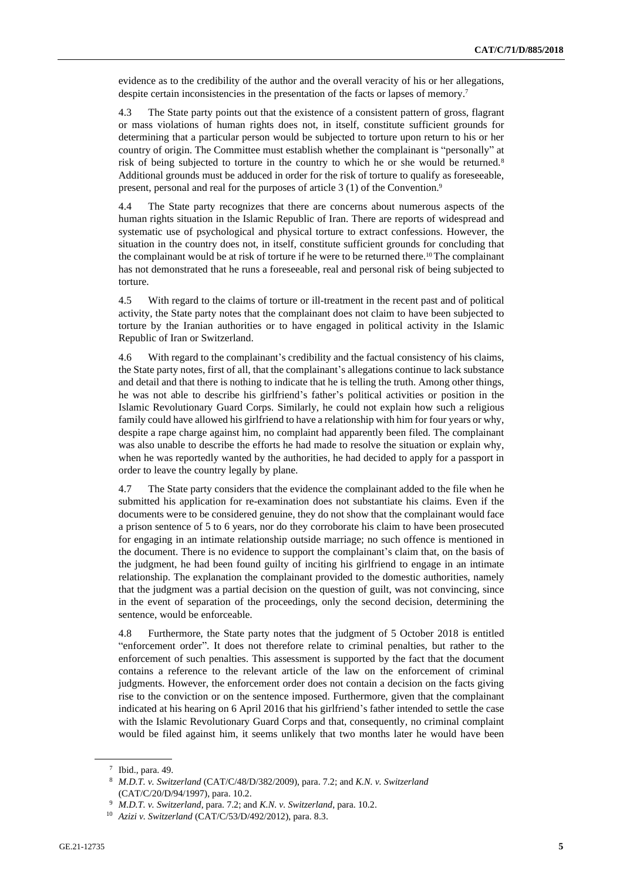evidence as to the credibility of the author and the overall veracity of his or her allegations, despite certain inconsistencies in the presentation of the facts or lapses of memory.[7]

4.3 The State party points out that the existence of a consistent pattern of gross, flagrant or mass violations of human rights does not, in itself, constitute sufficient grounds for determining that a particular person would be subjected to torture upon return to his or her country of origin. The Committee must establish whether the complainant is "personally" at risk of being subjected to torture in the country to which he or she would be returned.[8] Additional grounds must be adduced in order for the risk of torture to qualify as foreseeable, present, personal and real for the purposes of article 3 (1) of the Convention.[9]

4.4 The State party recognizes that there are concerns about numerous aspects of the human rights situation in the Islamic Republic of Iran. There are reports of widespread and systematic use of psychological and physical torture to extract confessions. However, the situation in the country does not, in itself, constitute sufficient grounds for concluding that the complainant would be at risk of torture if he were to be returned there.[10] The complainant has not demonstrated that he runs a foreseeable, real and personal risk of being subjected to torture.

4.5 With regard to the claims of torture or ill-treatment in the recent past and of political activity, the State party notes that the complainant does not claim to have been subjected to torture by the Iranian authorities or to have engaged in political activity in the Islamic Republic of Iran or Switzerland.

4.6 With regard to the complainant's credibility and the factual consistency of his claims, the State party notes, first of all, that the complainant's allegations continue to lack substance and detail and that there is nothing to indicate that he is telling the truth. Among other things, he was not able to describe his girlfriend's father's political activities or position in the Islamic Revolutionary Guard Corps. Similarly, he could not explain how such a religious family could have allowed his girlfriend to have a relationship with him for four years or why, despite a rape charge against him, no complaint had apparently been filed. The complainant was also unable to describe the efforts he had made to resolve the situation or explain why, when he was reportedly wanted by the authorities, he had decided to apply for a passport in order to leave the country legally by plane.

4.7 The State party considers that the evidence the complainant added to the file when he submitted his application for re-examination does not substantiate his claims. Even if the documents were to be considered genuine, they do not show that the complainant would face a prison sentence of 5 to 6 years, nor do they corroborate his claim to have been prosecuted for engaging in an intimate relationship outside marriage; no such offence is mentioned in the document. There is no evidence to support the complainant's claim that, on the basis of the judgment, he had been found guilty of inciting his girlfriend to engage in an intimate relationship. The explanation the complainant provided to the domestic authorities, namely that the judgment was a partial decision on the question of guilt, was not convincing, since in the event of separation of the proceedings, only the second decision, determining the sentence, would be enforceable.

4.8 Furthermore, the State party notes that the judgment of 5 October 2018 is entitled "enforcement order". It does not therefore relate to criminal penalties, but rather to the enforcement of such penalties. This assessment is supported by the fact that the document contains a reference to the relevant article of the law on the enforcement of criminal judgments. However, the enforcement order does not contain a decision on the facts giving rise to the conviction or on the sentence imposed. Furthermore, given that the complainant indicated at his hearing on 6 April 2016 that his girlfriend's father intended to settle the case with the Islamic Revolutionary Guard Corps and that, consequently, no criminal complaint would be filed against him, it seems unlikely that two months later he would have been

---

[7] Ibid., para. 49.

[8] *M.D.T. v. Switzerland* (CAT/C/48/D/382/2009), para. 7.2; and *K.N. v. Switzerland* (CAT/C/20/D/94/1997), para. 10.2.

[9] *M.D.T. v. Switzerland*, para. 7.2; and *K.N. v. Switzerland*, para. 10.2.

[10] *Azizi v. Switzerland* (CAT/C/53/D/492/2012), para. 8.3.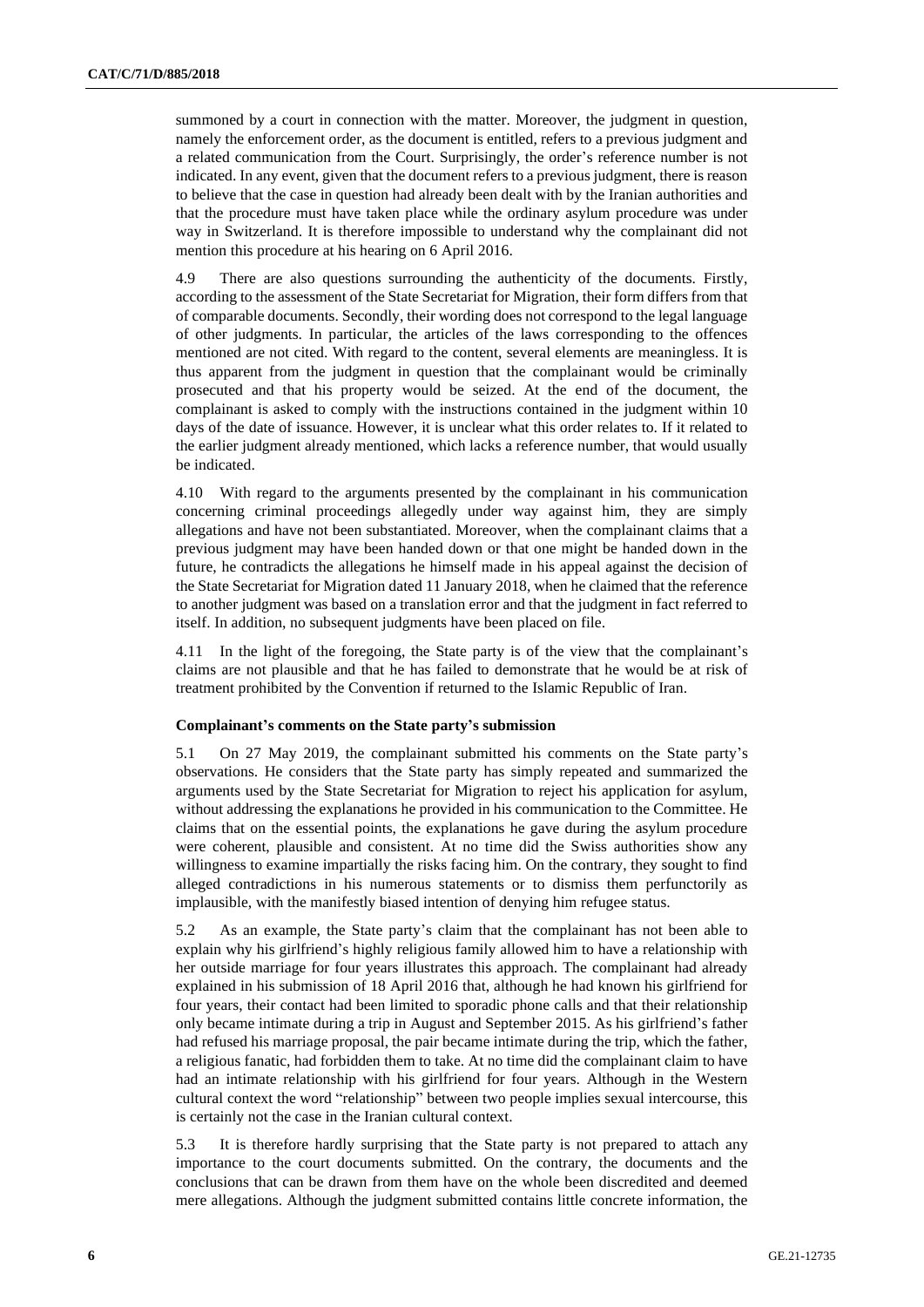summoned by a court in connection with the matter. Moreover, the judgment in question, namely the enforcement order, as the document is entitled, refers to a previous judgment and a related communication from the Court. Surprisingly, the order's reference number is not indicated. In any event, given that the document refers to a previous judgment, there is reason to believe that the case in question had already been dealt with by the Iranian authorities and that the procedure must have taken place while the ordinary asylum procedure was under way in Switzerland. It is therefore impossible to understand why the complainant did not mention this procedure at his hearing on 6 April 2016.

4.9 There are also questions surrounding the authenticity of the documents. Firstly, according to the assessment of the State Secretariat for Migration, their form differs from that of comparable documents. Secondly, their wording does not correspond to the legal language of other judgments. In particular, the articles of the laws corresponding to the offences mentioned are not cited. With regard to the content, several elements are meaningless. It is thus apparent from the judgment in question that the complainant would be criminally prosecuted and that his property would be seized. At the end of the document, the complainant is asked to comply with the instructions contained in the judgment within 10 days of the date of issuance. However, it is unclear what this order relates to. If it related to the earlier judgment already mentioned, which lacks a reference number, that would usually be indicated.

4.10 With regard to the arguments presented by the complainant in his communication concerning criminal proceedings allegedly under way against him, they are simply allegations and have not been substantiated. Moreover, when the complainant claims that a previous judgment may have been handed down or that one might be handed down in the future, he contradicts the allegations he himself made in his appeal against the decision of the State Secretariat for Migration dated 11 January 2018, when he claimed that the reference to another judgment was based on a translation error and that the judgment in fact referred to itself. In addition, no subsequent judgments have been placed on file.

4.11 In the light of the foregoing, the State party is of the view that the complainant's claims are not plausible and that he has failed to demonstrate that he would be at risk of treatment prohibited by the Convention if returned to the Islamic Republic of Iran.

### Complainant's comments on the State party's submission

5.1 On 27 May 2019, the complainant submitted his comments on the State party's observations. He considers that the State party has simply repeated and summarized the arguments used by the State Secretariat for Migration to reject his application for asylum, without addressing the explanations he provided in his communication to the Committee. He claims that on the essential points, the explanations he gave during the asylum procedure were coherent, plausible and consistent. At no time did the Swiss authorities show any willingness to examine impartially the risks facing him. On the contrary, they sought to find alleged contradictions in his numerous statements or to dismiss them perfunctorily as implausible, with the manifestly biased intention of denying him refugee status.

5.2 As an example, the State party's claim that the complainant has not been able to explain why his girlfriend's highly religious family allowed him to have a relationship with her outside marriage for four years illustrates this approach. The complainant had already explained in his submission of 18 April 2016 that, although he had known his girlfriend for four years, their contact had been limited to sporadic phone calls and that their relationship only became intimate during a trip in August and September 2015. As his girlfriend's father had refused his marriage proposal, the pair became intimate during the trip, which the father, a religious fanatic, had forbidden them to take. At no time did the complainant claim to have had an intimate relationship with his girlfriend for four years. Although in the Western cultural context the word "relationship" between two people implies sexual intercourse, this is certainly not the case in the Iranian cultural context.

5.3 It is therefore hardly surprising that the State party is not prepared to attach any importance to the court documents submitted. On the contrary, the documents and the conclusions that can be drawn from them have on the whole been discredited and deemed mere allegations. Although the judgment submitted contains little concrete information, the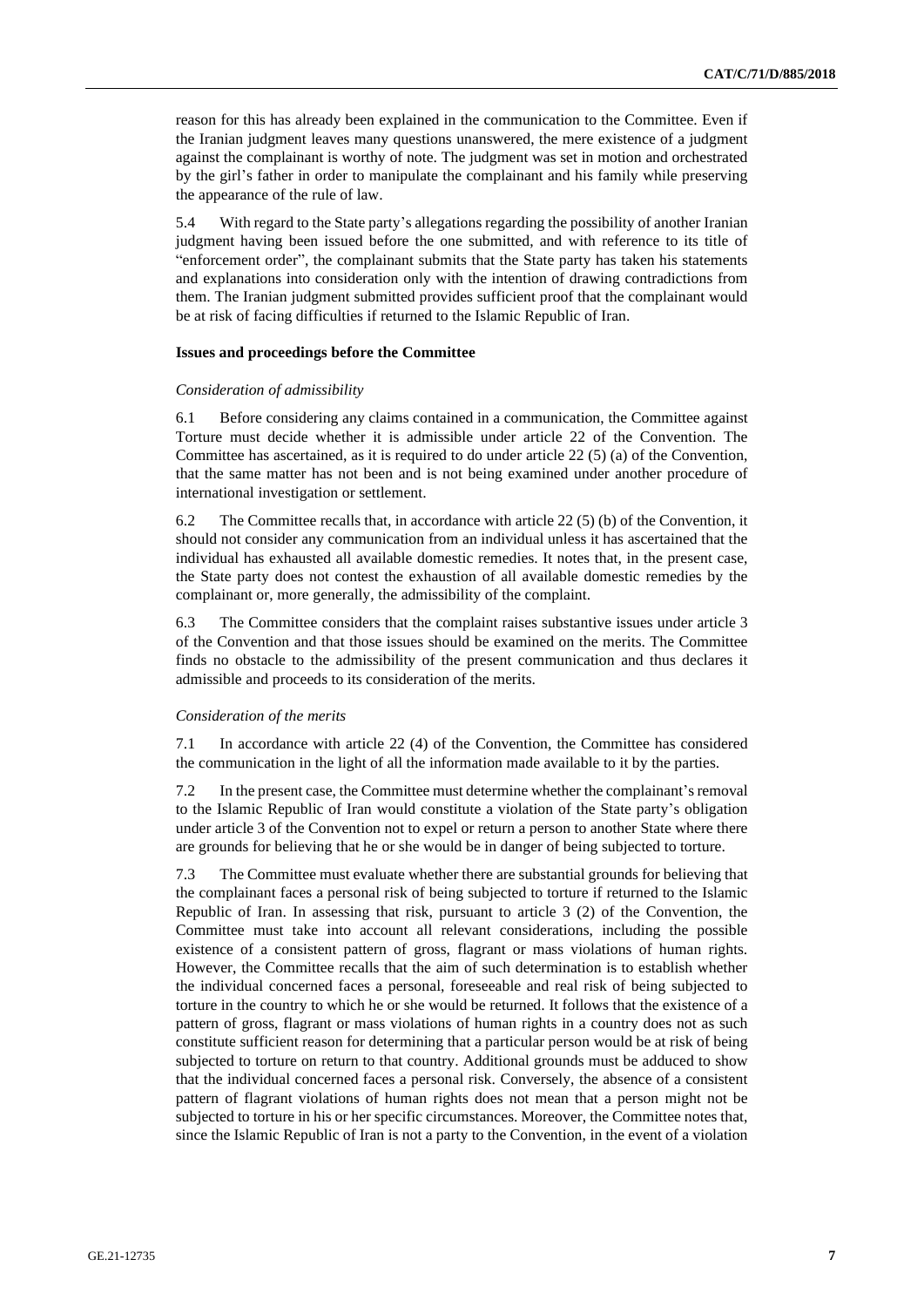reason for this has already been explained in the communication to the Committee. Even if the Iranian judgment leaves many questions unanswered, the mere existence of a judgment against the complainant is worthy of note. The judgment was set in motion and orchestrated by the girl's father in order to manipulate the complainant and his family while preserving the appearance of the rule of law.

5.4 With regard to the State party's allegations regarding the possibility of another Iranian judgment having been issued before the one submitted, and with reference to its title of "enforcement order", the complainant submits that the State party has taken his statements and explanations into consideration only with the intention of drawing contradictions from them. The Iranian judgment submitted provides sufficient proof that the complainant would be at risk of facing difficulties if returned to the Islamic Republic of Iran.

### Issues and proceedings before the Committee

#### *Consideration of admissibility*

6.1 Before considering any claims contained in a communication, the Committee against Torture must decide whether it is admissible under article 22 of the Convention. The Committee has ascertained, as it is required to do under article 22 (5) (a) of the Convention, that the same matter has not been and is not being examined under another procedure of international investigation or settlement.

6.2 The Committee recalls that, in accordance with article 22 (5) (b) of the Convention, it should not consider any communication from an individual unless it has ascertained that the individual has exhausted all available domestic remedies. It notes that, in the present case, the State party does not contest the exhaustion of all available domestic remedies by the complainant or, more generally, the admissibility of the complaint.

6.3 The Committee considers that the complaint raises substantive issues under article 3 of the Convention and that those issues should be examined on the merits. The Committee finds no obstacle to the admissibility of the present communication and thus declares it admissible and proceeds to its consideration of the merits.

#### *Consideration of the merits*

7.1 In accordance with article 22 (4) of the Convention, the Committee has considered the communication in the light of all the information made available to it by the parties.

7.2 In the present case, the Committee must determine whether the complainant's removal to the Islamic Republic of Iran would constitute a violation of the State party's obligation under article 3 of the Convention not to expel or return a person to another State where there are grounds for believing that he or she would be in danger of being subjected to torture.

7.3 The Committee must evaluate whether there are substantial grounds for believing that the complainant faces a personal risk of being subjected to torture if returned to the Islamic Republic of Iran. In assessing that risk, pursuant to article 3 (2) of the Convention, the Committee must take into account all relevant considerations, including the possible existence of a consistent pattern of gross, flagrant or mass violations of human rights. However, the Committee recalls that the aim of such determination is to establish whether the individual concerned faces a personal, foreseeable and real risk of being subjected to torture in the country to which he or she would be returned. It follows that the existence of a pattern of gross, flagrant or mass violations of human rights in a country does not as such constitute sufficient reason for determining that a particular person would be at risk of being subjected to torture on return to that country. Additional grounds must be adduced to show that the individual concerned faces a personal risk. Conversely, the absence of a consistent pattern of flagrant violations of human rights does not mean that a person might not be subjected to torture in his or her specific circumstances. Moreover, the Committee notes that, since the Islamic Republic of Iran is not a party to the Convention, in the event of a violation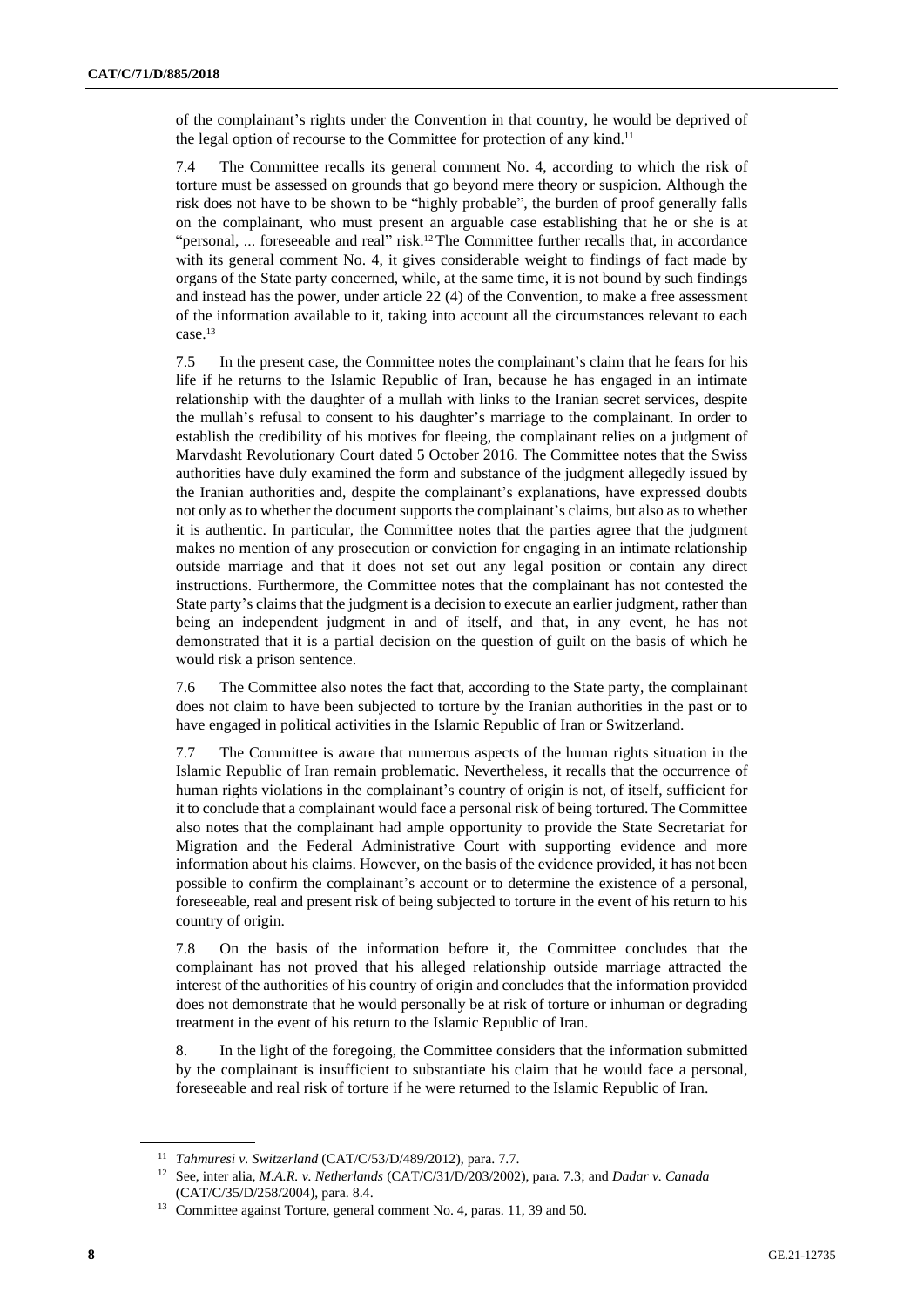of the complainant's rights under the Convention in that country, he would be deprived of the legal option of recourse to the Committee for protection of any kind.[11]

7.4 The Committee recalls its general comment No. 4, according to which the risk of torture must be assessed on grounds that go beyond mere theory or suspicion. Although the risk does not have to be shown to be "highly probable", the burden of proof generally falls on the complainant, who must present an arguable case establishing that he or she is at "personal, ... foreseeable and real" risk.[12] The Committee further recalls that, in accordance with its general comment No. 4, it gives considerable weight to findings of fact made by organs of the State party concerned, while, at the same time, it is not bound by such findings and instead has the power, under article 22 (4) of the Convention, to make a free assessment of the information available to it, taking into account all the circumstances relevant to each case.[13]

7.5 In the present case, the Committee notes the complainant's claim that he fears for his life if he returns to the Islamic Republic of Iran, because he has engaged in an intimate relationship with the daughter of a mullah with links to the Iranian secret services, despite the mullah's refusal to consent to his daughter's marriage to the complainant. In order to establish the credibility of his motives for fleeing, the complainant relies on a judgment of Marvdasht Revolutionary Court dated 5 October 2016. The Committee notes that the Swiss authorities have duly examined the form and substance of the judgment allegedly issued by the Iranian authorities and, despite the complainant's explanations, have expressed doubts not only as to whether the document supports the complainant's claims, but also as to whether it is authentic. In particular, the Committee notes that the parties agree that the judgment makes no mention of any prosecution or conviction for engaging in an intimate relationship outside marriage and that it does not set out any legal position or contain any direct instructions. Furthermore, the Committee notes that the complainant has not contested the State party's claims that the judgment is a decision to execute an earlier judgment, rather than being an independent judgment in and of itself, and that, in any event, he has not demonstrated that it is a partial decision on the question of guilt on the basis of which he would risk a prison sentence.

7.6 The Committee also notes the fact that, according to the State party, the complainant does not claim to have been subjected to torture by the Iranian authorities in the past or to have engaged in political activities in the Islamic Republic of Iran or Switzerland.

7.7 The Committee is aware that numerous aspects of the human rights situation in the Islamic Republic of Iran remain problematic. Nevertheless, it recalls that the occurrence of human rights violations in the complainant's country of origin is not, of itself, sufficient for it to conclude that a complainant would face a personal risk of being tortured. The Committee also notes that the complainant had ample opportunity to provide the State Secretariat for Migration and the Federal Administrative Court with supporting evidence and more information about his claims. However, on the basis of the evidence provided, it has not been possible to confirm the complainant's account or to determine the existence of a personal, foreseeable, real and present risk of being subjected to torture in the event of his return to his country of origin.

7.8 On the basis of the information before it, the Committee concludes that the complainant has not proved that his alleged relationship outside marriage attracted the interest of the authorities of his country of origin and concludes that the information provided does not demonstrate that he would personally be at risk of torture or inhuman or degrading treatment in the event of his return to the Islamic Republic of Iran.

8. In the light of the foregoing, the Committee considers that the information submitted by the complainant is insufficient to substantiate his claim that he would face a personal, foreseeable and real risk of torture if he were returned to the Islamic Republic of Iran.

---

[11] *Tahmuresi v. Switzerland* (CAT/C/53/D/489/2012), para. 7.7.

[12] See, inter alia, *M.A.R. v. Netherlands* (CAT/C/31/D/203/2002), para. 7.3; and *Dadar v. Canada* (CAT/C/35/D/258/2004), para. 8.4.

[13] Committee against Torture, general comment No. 4, paras. 11, 39 and 50.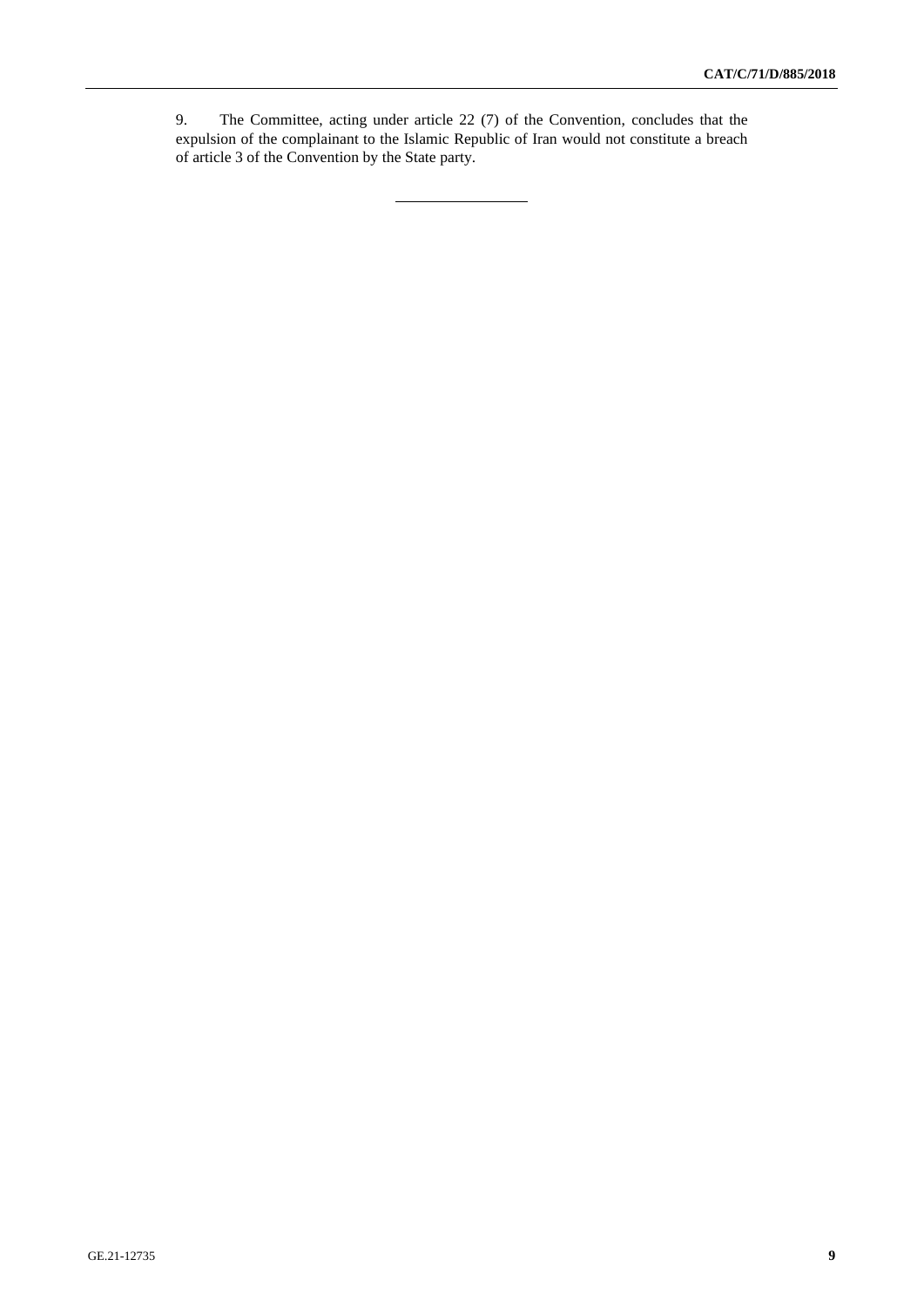9. The Committee, acting under article 22 (7) of the Convention, concludes that the expulsion of the complainant to the Islamic Republic of Iran would not constitute a breach of article 3 of the Convention by the State party.